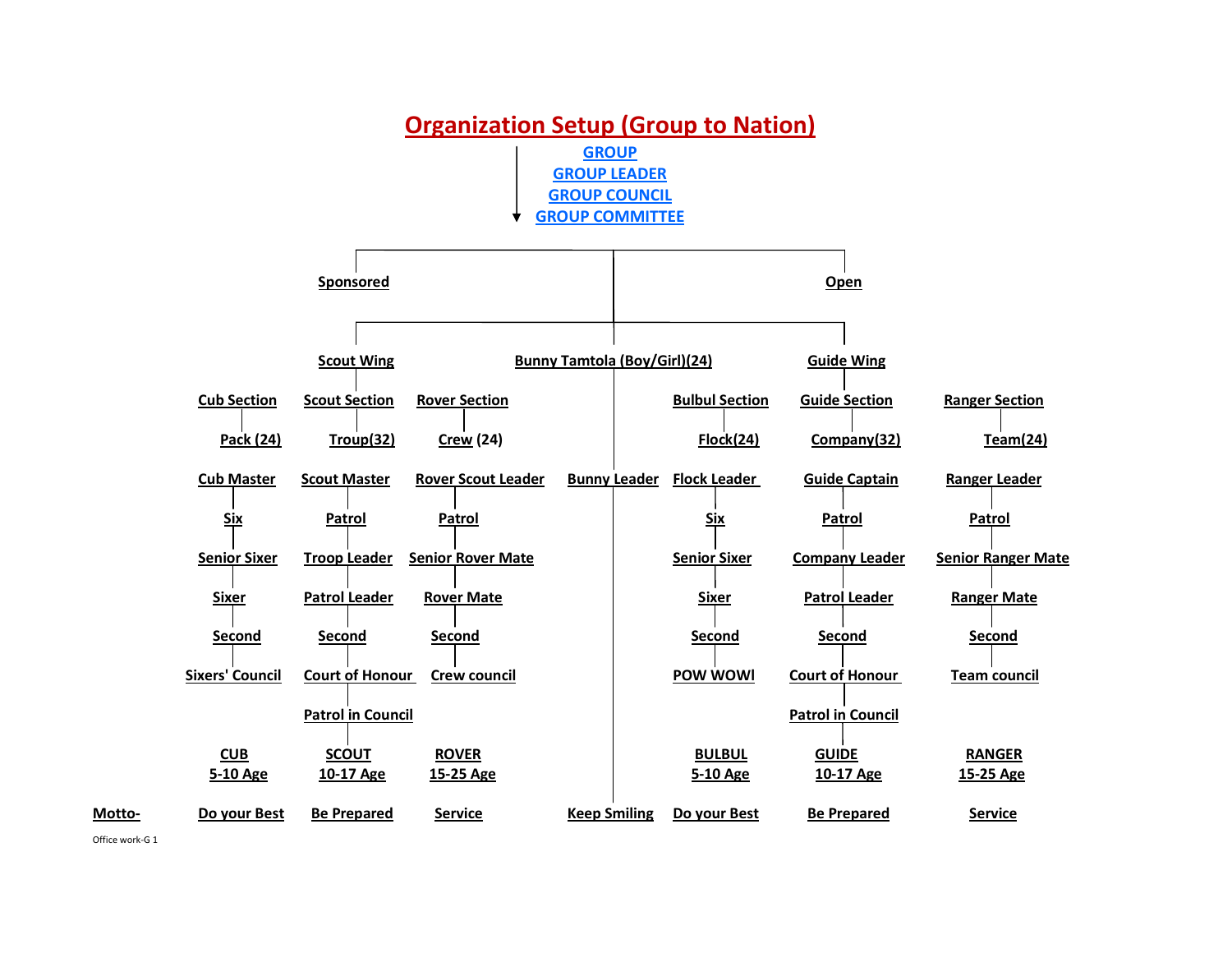# Organization Setup (Group to Nation)

**GROUP**
**GROUP LEADER**
**GROUP COUNCIL**
**GROUP COMMITTEE**

**Sponsored** | **Open**

| | Scout Wing | | Bunny Tamtola (Boy/Girl)(24) | | Guide Wing | |
|---|---|---|---|---|---|---|
| Cub Section | Scout Section | Rover Section | | Bulbul Section | Guide Section | Ranger Section |
| Pack (24) | Troup(32) | Crew (24) | | Flock(24) | Company(32) | Team(24) |
| Cub Master | Scout Master | Rover Scout Leader | Bunny Leader | Flock Leader | Guide Captain | Ranger Leader |
| Six | Patrol | Patrol | | Six | Patrol | Patrol |
| Senior Sixer | Troop Leader | Senior Rover Mate | | Senior Sixer | Company Leader | Senior Ranger Mate |
| Sixer | Patrol Leader | Rover Mate | | Sixer | Patrol Leader | Ranger Mate |
| Second | Second | Second | | Second | Second | Second |
| Sixers' Council | Court of Honour | Crew council | | POW WOWl | Court of Honour | Team council |
| | Patrol in Council | | | | Patrol in Council | |
| CUB 5-10 Age | SCOUT 10-17 Age | ROVER 15-25 Age | | BULBUL 5-10 Age | GUIDE 10-17 Age | RANGER 15-25 Age |
| **Motto-** Do your Best | Be Prepared | Service | Keep Smiling | Do your Best | Be Prepared | Service |

Office work-G 1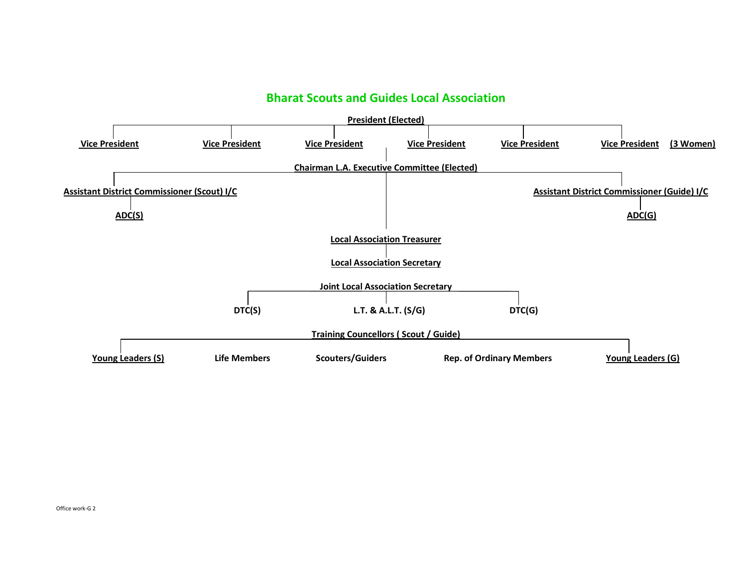# Bharat Scouts and Guides Local Association

**President (Elected)**

**Vice President** | **Vice President** | **Vice President** | **Vice President** | **Vice President** | **Vice President** **(3 Women)**

**Chairman L.A. Executive Committee (Elected)**

**Assistant District Commissioner (Scout) I/C**

**ADC(S)**

**Assistant District Commissioner (Guide) I/C**

**ADC(G)**

**Local Association Treasurer**

**Local Association Secretary**

**Joint Local Association Secretary**

**DTC(S)** | **L.T. & A.L.T. (S/G)** | **DTC(G)**

**Training Councellors ( Scout / Guide)**

**Young Leaders (S)** | **Life Members** | **Scouters/Guiders** | **Rep. of Ordinary Members** | **Young Leaders (G)**

Office work-G 2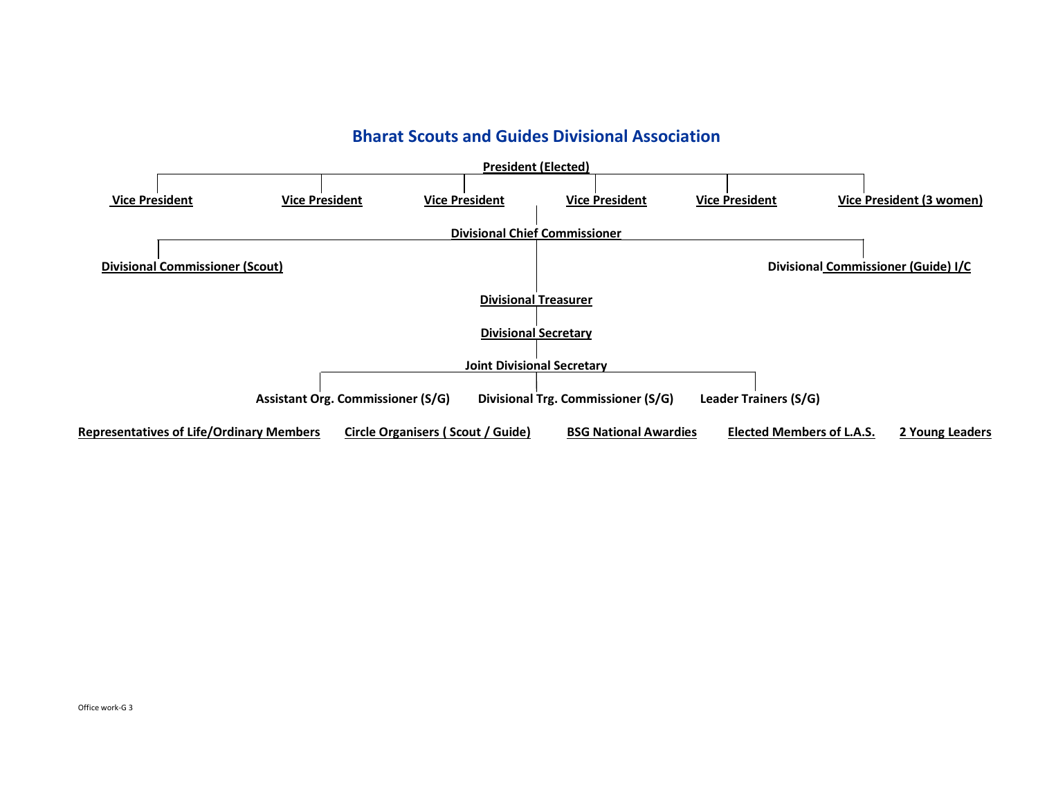# Bharat Scouts and Guides Divisional Association

**President (Elected)**

**Vice President** | **Vice President** | **Vice President** | **Vice President** | **Vice President** | **Vice President (3 women)**

**Divisional Chief Commissioner**

**Divisional Commissioner (Scout)** | **Divisional Commissioner (Guide) I/C**

**Divisional Treasurer**

**Divisional Secretary**

**Joint Divisional Secretary**

**Assistant Org. Commissioner (S/G)** | **Divisional Trg. Commissioner (S/G)** | **Leader Trainers (S/G)**

**Representatives of Life/Ordinary Members** | **Circle Organisers ( Scout / Guide)** | **BSG National Awardies** | **Elected Members of L.A.S.** | **2 Young Leaders**

Office work-G 3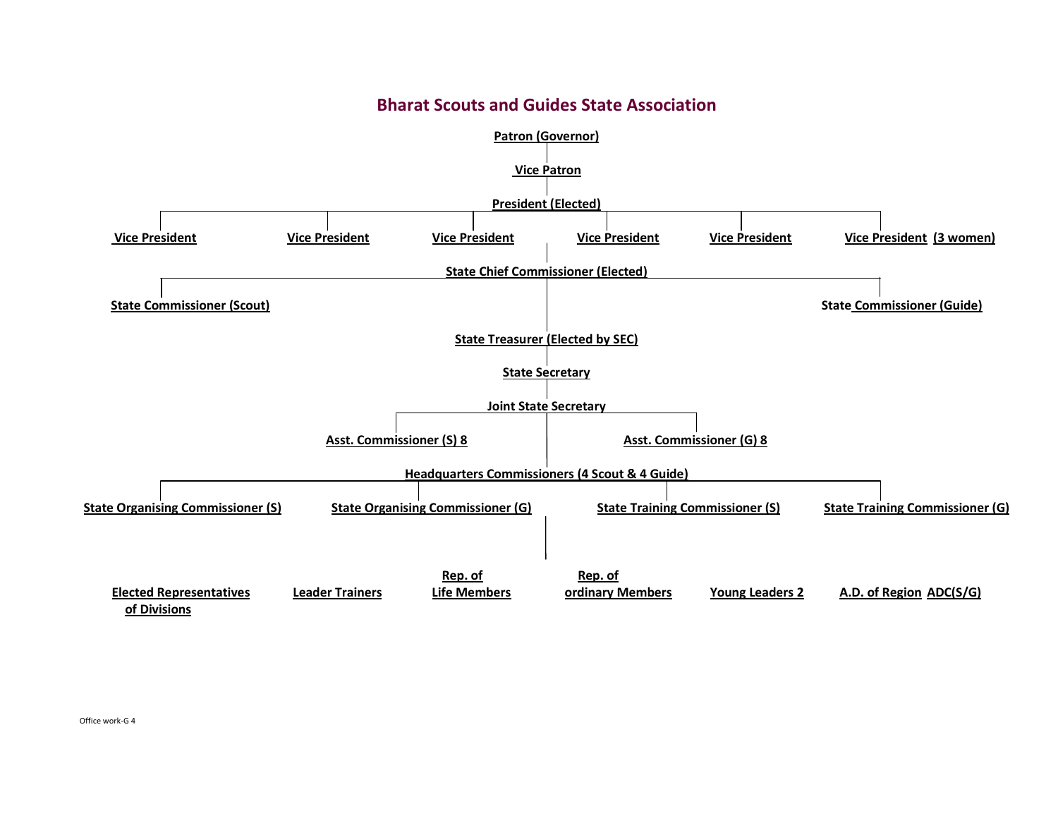# Bharat Scouts and Guides State Association

**Patron (Governor)**

**Vice Patron**

**President (Elected)**

**Vice President** | **Vice President** | **Vice President** | **Vice President** | **Vice President** | **Vice President (3 women)**

**State Chief Commissioner (Elected)**

**State Commissioner (Scout)** | **State Commissioner (Guide)**

**State Treasurer (Elected by SEC)**

**State Secretary**

**Joint State Secretary**

**Asst. Commissioner (S) 8** | **Asst. Commissioner (G) 8**

**Headquarters Commissioners (4 Scout & 4 Guide)**

**State Organising Commissioner (S)** | **State Organising Commissioner (G)** | **State Training Commissioner (S)** | **State Training Commissioner (G)**

**Elected Representatives of Divisions** | **Leader Trainers** | **Rep. of Life Members** | **Rep. of ordinary Members** | **Young Leaders 2** | **A.D. of Region ADC(S/G)**

Office work-G 4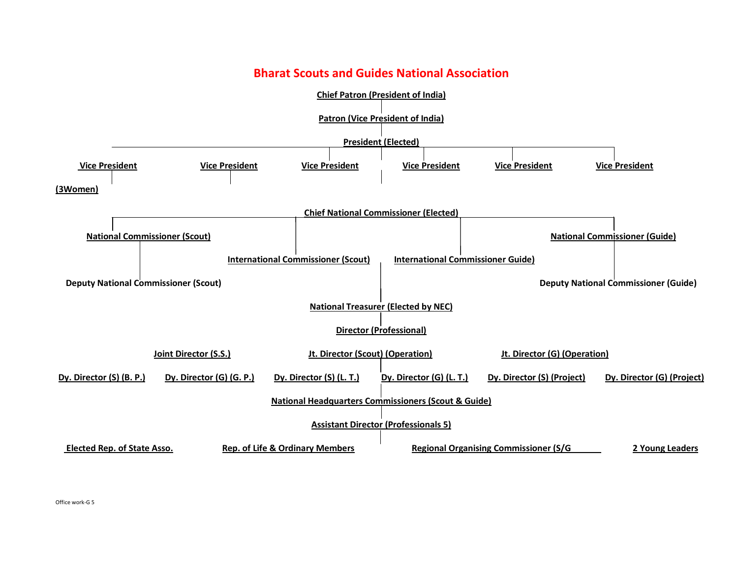# Bharat Scouts and Guides National Association

Chief Patron (President of India)

Patron (Vice President of India)

President (Elected)

Vice President | Vice President | Vice President | Vice President | Vice President | Vice President

(3Women)

Chief National Commissioner (Elected)

National Commissioner (Scout)

National Commissioner (Guide)

International Commissioner (Scout)

International Commissioner Guide)

Deputy National Commissioner (Scout)

Deputy National Commissioner (Guide)

National Treasurer (Elected by NEC)

Director (Professional)

Joint Director (S.S.)

Jt. Director (Scout) (Operation)

Jt. Director (G) (Operation)

Dy. Director (S) (B. P.) | Dy. Director (G) (G. P.) | Dy. Director (S) (L. T.) | Dy. Director (G) (L. T.) | Dy. Director (S) (Project) | Dy. Director (G) (Project)

National Headquarters Commissioners (Scout & Guide)

Assistant Director (Professionals 5)

Elected Rep. of State Asso. | Rep. of Life & Ordinary Members | Regional Organising Commissioner (S/G | 2 Young Leaders

Office work-G 5